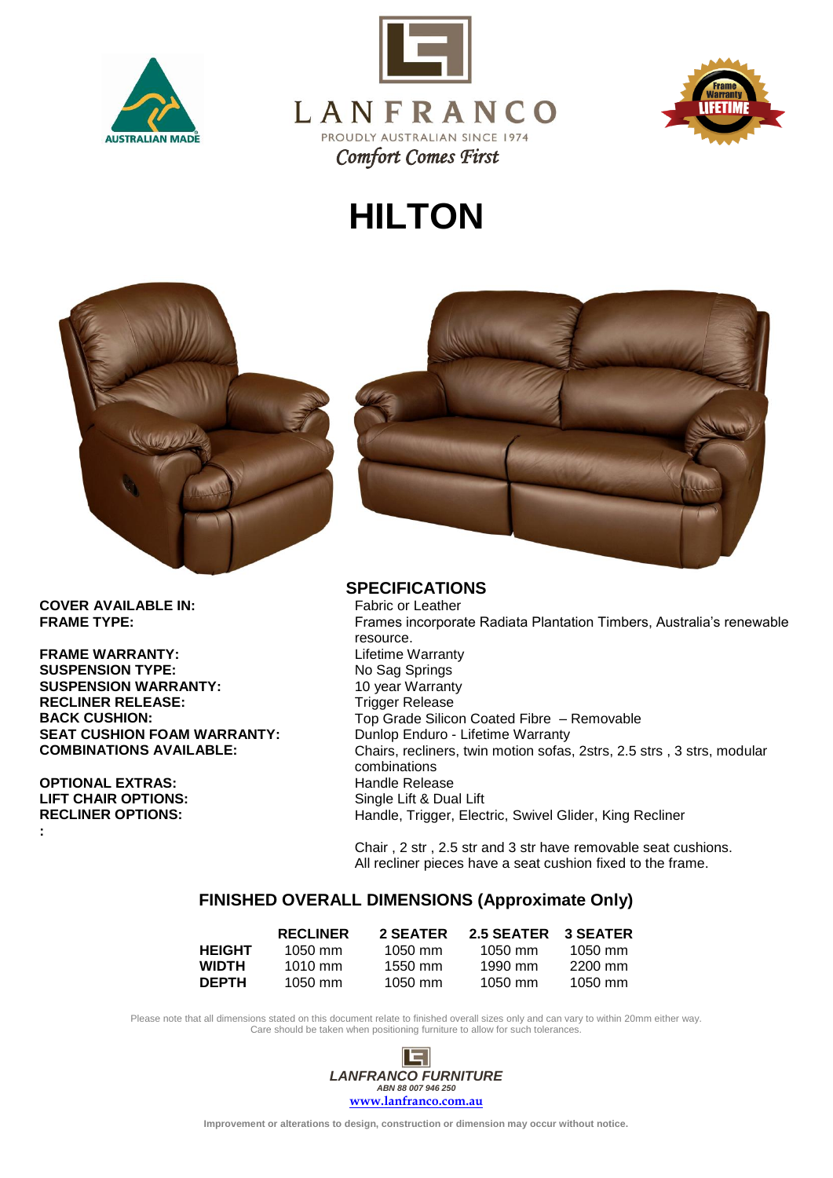LANFRANCO

PROUDLY AUSTRALIAN SINCE 1974

*Comfort Comes First*

# HILTON

## SPECIFICATIONS

| | |
|---|---|
| **COVER AVAILABLE IN:** | Fabric or Leather |
| **FRAME TYPE:** | Frames incorporate Radiata Plantation Timbers, Australia's renewable resource. |
| **FRAME WARRANTY:** | Lifetime Warranty |
| **SUSPENSION TYPE:** | No Sag Springs |
| **SUSPENSION WARRANTY:** | 10 year Warranty |
| **RECLINER RELEASE:** | Trigger Release |
| **BACK CUSHION:** | Top Grade Silicon Coated Fibre – Removable |
| **SEAT CUSHION FOAM WARRANTY:** | Dunlop Enduro - Lifetime Warranty |
| **COMBINATIONS AVAILABLE:** | Chairs, recliners, twin motion sofas, 2strs, 2.5 strs , 3 strs, modular combinations |
| **OPTIONAL EXTRAS:** | Handle Release |
| **LIFT CHAIR OPTIONS:** | Single Lift & Dual Lift |
| **RECLINER OPTIONS:** | Handle, Trigger, Electric, Swivel Glider, King Recliner |
| **:** | |

Chair , 2 str , 2.5 str and 3 str have removable seat cushions.
All recliner pieces have a seat cushion fixed to the frame.

## FINISHED OVERALL DIMENSIONS (Approximate Only)

| | RECLINER | 2 SEATER | 2.5 SEATER | 3 SEATER |
|---|---|---|---|---|
| **HEIGHT** | 1050 mm | 1050 mm | 1050 mm | 1050 mm |
| **WIDTH** | 1010 mm | 1550 mm | 1990 mm | 2200 mm |
| **DEPTH** | 1050 mm | 1050 mm | 1050 mm | 1050 mm |

Please note that all dimensions stated on this document relate to finished overall sizes only and can vary to within 20mm either way.
Care should be taken when positioning furniture to allow for such tolerances.

***LANFRANCO FURNITURE***
***ABN 88 007 946 250***
**www.lanfranco.com.au**

**Improvement or alterations to design, construction or dimension may occur without notice.**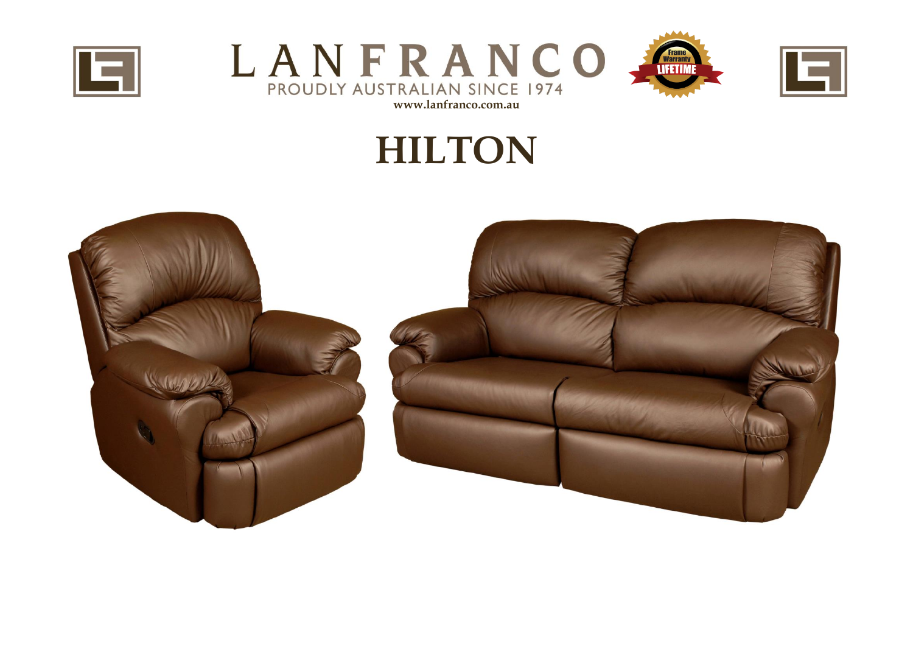LANFRANCO

PROUDLY AUSTRALIAN SINCE 1974

www.lanfranco.com.au

Frame Warranty LIFETIME

# HILTON